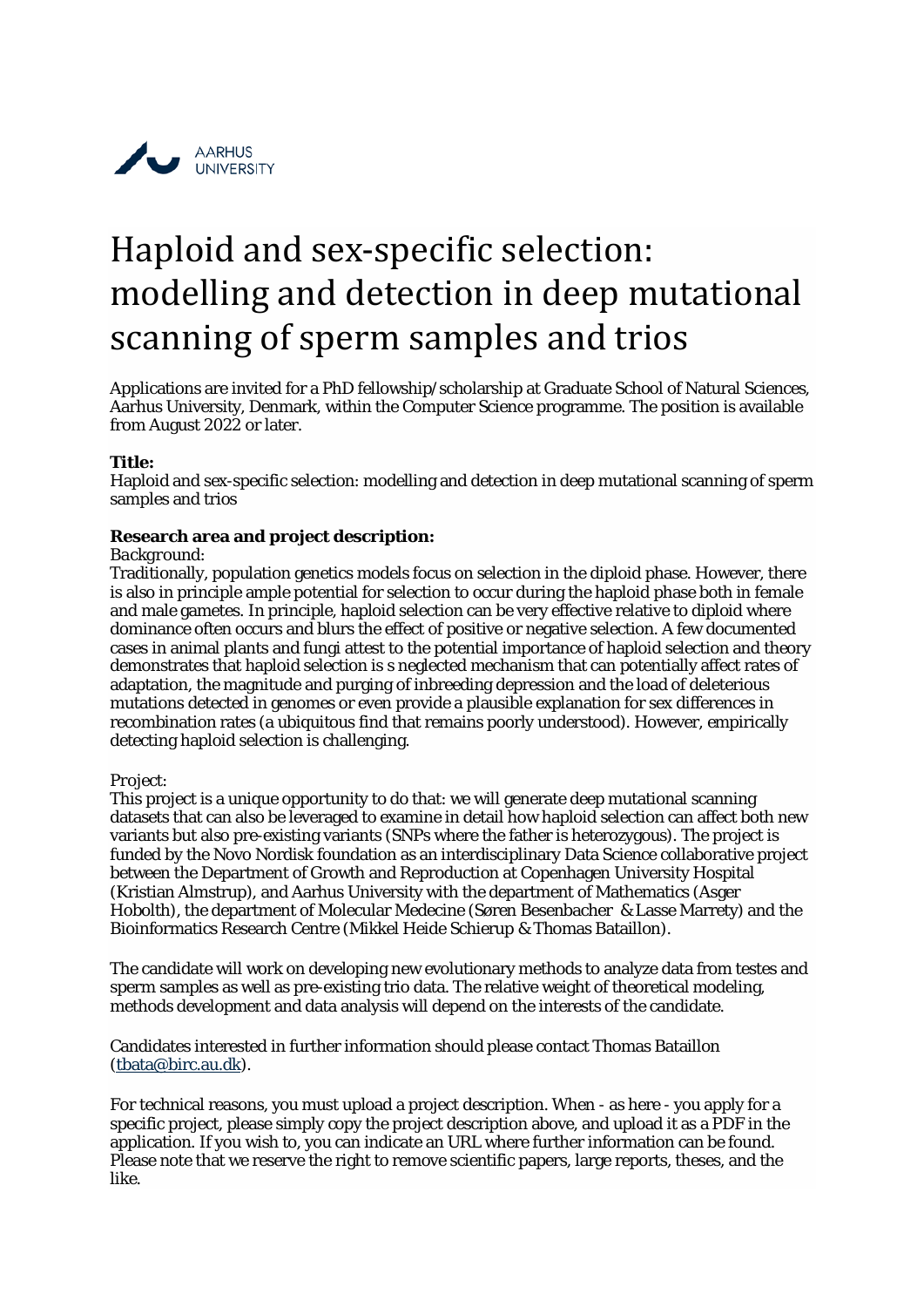AARHUS UNIVERSITY

# Haploid and sex-specific selection: modelling and detection in deep mutational scanning of sperm samples and trios

Applications are invited for a PhD fellowship/scholarship at Graduate School of Natural Sciences, Aarhus University, Denmark, within the Computer Science programme. The position is available from August 2022 or later.

**Title:**
Haploid and sex-specific selection: modelling and detection in deep mutational scanning of sperm samples and trios

**Research area and project description:**
*Background:*
Traditionally, population genetics models focus on selection in the diploid phase. However, there is also in principle ample potential for selection to occur during the haploid phase both in female and male gametes. In principle, haploid selection can be very effective relative to diploid where dominance often occurs and blurs the effect of positive or negative selection. A few documented cases in animal plants and fungi attest to the potential importance of haploid selection and theory demonstrates that haploid selection is s neglected mechanism that can potentially affect rates of adaptation, the magnitude and purging of inbreeding depression and the load of deleterious mutations detected in genomes or even provide a plausible explanation for sex differences in recombination rates (a ubiquitous find that remains poorly understood). However, empirically detecting haploid selection is challenging.

*Project:*
This project is a unique opportunity to do that: we will generate deep mutational scanning datasets that can also be leveraged to examine in detail how haploid selection can affect both new variants but also pre-existing variants (SNPs where the father is heterozygous). The project is funded by the Novo Nordisk foundation as an interdisciplinary Data Science collaborative project between the Department of Growth and Reproduction at Copenhagen University Hospital (Kristian Almstrup), and Aarhus University with the department of Mathematics (Asger Hobolth), the department of Molecular Medecine (Søren Besenbacher & Lasse Marrety) and the Bioinformatics Research Centre (Mikkel Heide Schierup & Thomas Bataillon).

The candidate will work on developing new evolutionary methods to analyze data from testes and sperm samples as well as pre-existing trio data. The relative weight of theoretical modeling, methods development and data analysis will depend on the interests of the candidate.

Candidates interested in further information should please contact Thomas Bataillon (tbata@birc.au.dk).

For technical reasons, you must upload a project description. When - as here - you apply for a specific project, please simply copy the project description above, and upload it as a PDF in the application. If you wish to, you can indicate an URL where further information can be found. Please note that we reserve the right to remove scientific papers, large reports, theses, and the like.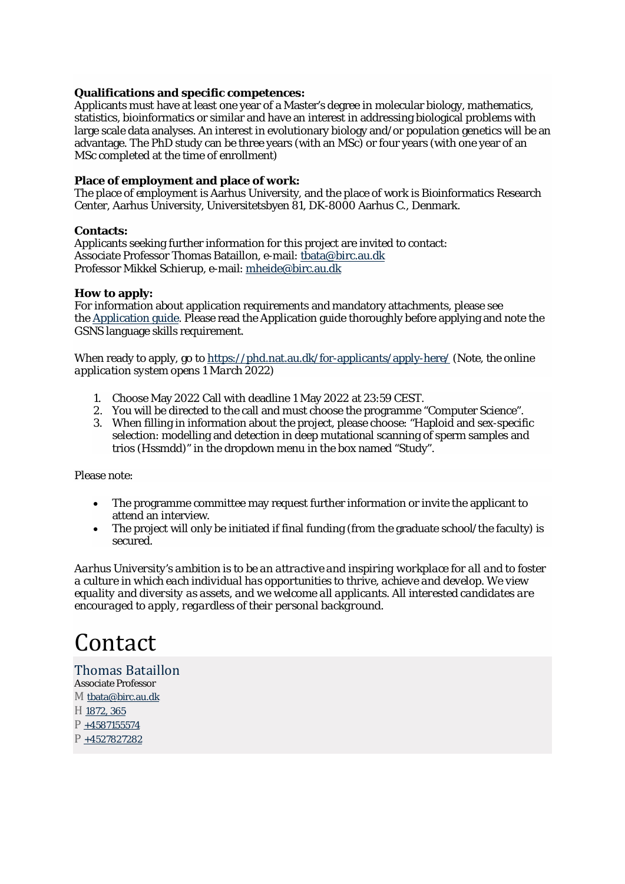**Qualifications and specific competences:**
Applicants must have at least one year of a Master's degree in molecular biology, mathematics, statistics, bioinformatics or similar and have an interest in addressing biological problems with large scale data analyses. An interest in evolutionary biology and/or population genetics will be an advantage. The PhD study can be three years (with an MSc) or four years (with one year of an MSc completed at the time of enrollment)

**Place of employment and place of work:**
The place of employment is Aarhus University, and the place of work is Bioinformatics Research Center, Aarhus University, Universitetsbyen 81, DK-8000 Aarhus C., Denmark.

**Contacts:**
Applicants seeking further information for this project are invited to contact:
Associate Professor Thomas Bataillon, e-mail: tbata@birc.au.dk
Professor Mikkel Schierup, e-mail: mheide@birc.au.dk

**How to apply:**
For information about application requirements and mandatory attachments, please see the Application guide. Please read the Application guide thoroughly before applying and note the GSNS language skills requirement.

When ready to apply, go to https://phd.nat.au.dk/for-applicants/apply-here/ (Note, the online *application system opens 1 March 2022*)

1. Choose May 2022 Call with deadline 1 May 2022 at 23:59 CEST.
2. You will be directed to the call and must choose the programme "Computer Science".
3. When filling in information about the project, please choose: "Haploid and sex-specific selection: modelling and detection in deep mutational scanning of sperm samples and trios (Hssmdd)" in the dropdown menu in the box named "Study".

Please note:

- The programme committee may request further information or invite the applicant to attend an interview.
- The project will only be initiated if final funding (from the graduate school/the faculty) is secured.

*Aarhus University's ambition is to be an attractive and inspiring workplace for all and to foster a culture in which each individual has opportunities to thrive, achieve and develop. We view equality and diversity as assets, and we welcome all applicants. All interested candidates are encouraged to apply, regardless of their personal background.*

# Contact

## Thomas Bataillon

Associate Professor
M tbata@birc.au.dk
H 1872, 365
P +4587155574
P +4527827282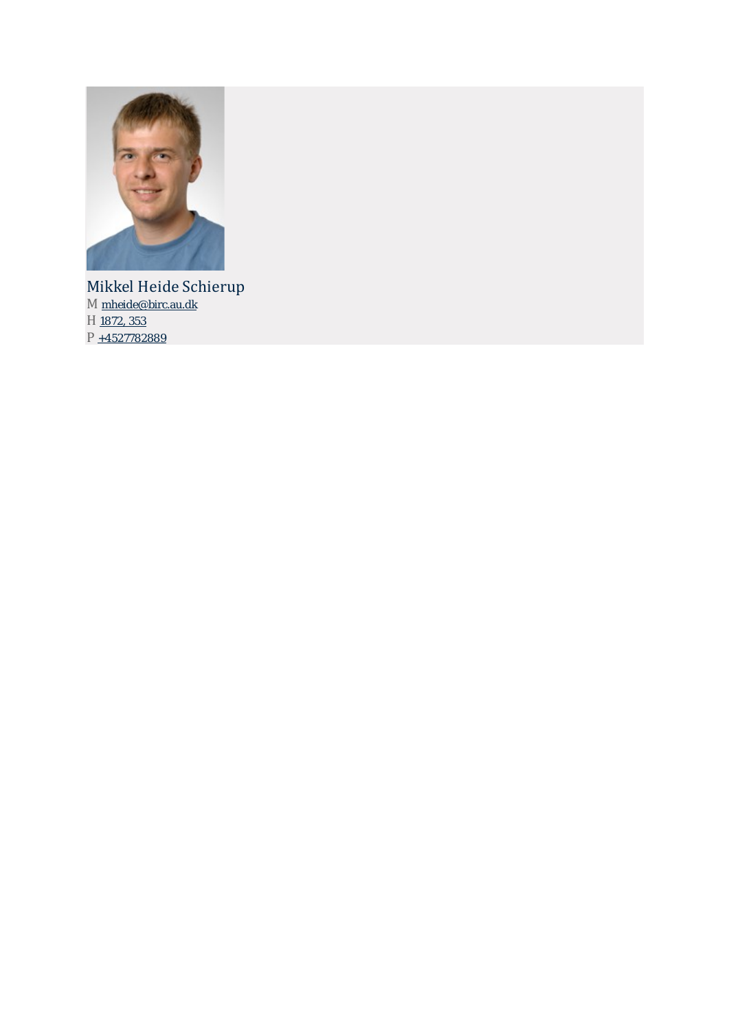Mikkel Heide Schierup

M mheide@birc.au.dk

H 1872, 353

P +4527782889